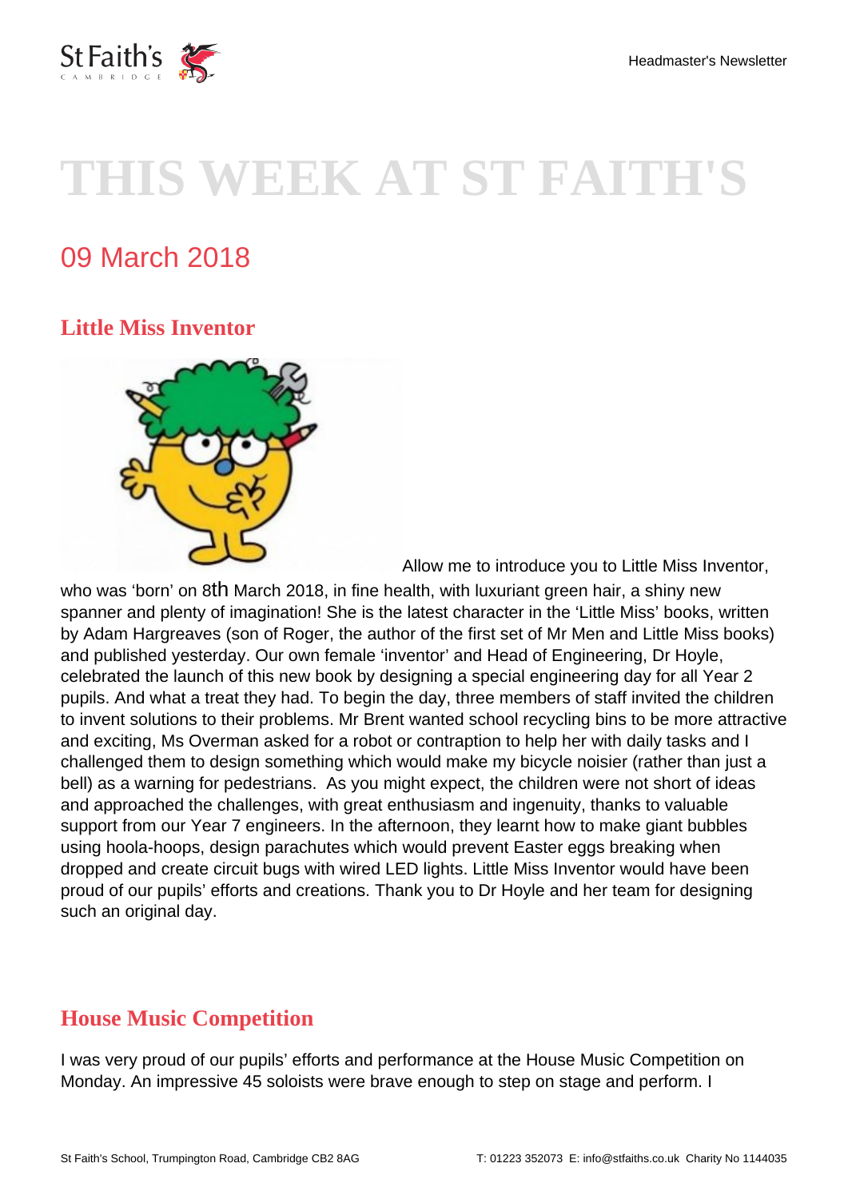# THIS WEEK AT ST FAITH'S

## 09 March 2018

### Little Miss Inventor

Allow me to introduce you to Little Miss Inventor, who was 'born' on 8th March 2018, in fine health, with luxuriant green hair, a shiny new spanner and plenty of imagination! She is the latest character in the 'Little Miss' books, written by Adam Hargreaves (son of Roger, the author of the first set of Mr Men and Little Miss books) and published yesterday. Our own female 'inventor' and Head of Engineering, Dr Hoyle, celebrated the launch of this new book by designing a special engineering day for all Year 2 pupils. And what a treat they had. To begin the day, three members of staff invited the children to invent solutions to their problems. Mr Brent wanted school recycling bins to be more attractive and exciting, Ms Overman asked for a robot or contraption to help her with daily tasks and I challenged them to design something which would make my bicycle noisier (rather than just a bell) as a warning for pedestrians. As you might expect, the children were not short of ideas and approached the challenges, with great enthusiasm and ingenuity, thanks to valuable support from our Year 7 engineers. In the afternoon, they learnt how to make giant bubbles using hoola-hoops, design parachutes which would prevent Easter eggs breaking when dropped and create circuit bugs with wired LED lights. Little Miss Inventor would have been proud of our pupils' efforts and creations. Thank you to Dr Hoyle and her team for designing such an original day.

### House Music Competition

I was very proud of our pupils' efforts and performance at the House Music Competition on Monday. An impressive 45 soloists were brave enough to step on stage and perform. I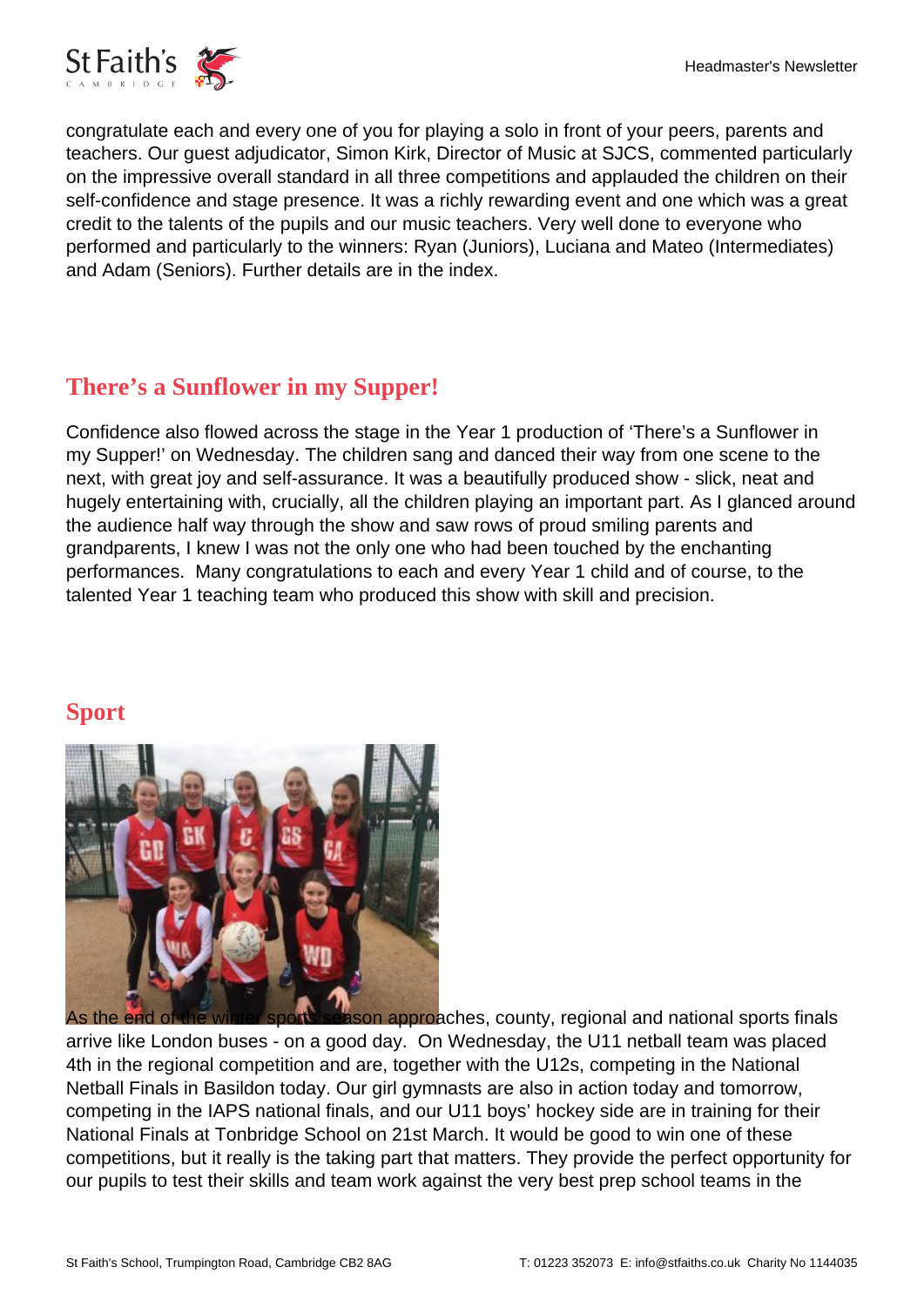congratulate each and every one of you for playing a solo in front of your peers, parents and teachers. Our guest adjudicator, Simon Kirk, Director of Music at SJCS, commented particularly on the impressive overall standard in all three competitions and applauded the children on their self-confidence and stage presence. It was a richly rewarding event and one which was a great credit to the talents of the pupils and our music teachers. Very well done to everyone who performed and particularly to the winners: Ryan (Juniors), Luciana and Mateo (Intermediates) and Adam (Seniors). Further details are in the index.

## There's a Sunflower in my Supper!

Confidence also flowed across the stage in the Year 1 production of 'There's a Sunflower in my Supper!' on Wednesday. The children sang and danced their way from one scene to the next, with great joy and self-assurance. It was a beautifully produced show - slick, neat and hugely entertaining with, crucially, all the children playing an important part. As I glanced around the audience half way through the show and saw rows of proud smiling parents and grandparents, I knew I was not the only one who had been touched by the enchanting performances. Many congratulations to each and every Year 1 child and of course, to the talented Year 1 teaching team who produced this show with skill and precision.

## Sport

As the end of the winter sports season approaches, county, regional and national sports finals arrive like London buses - on a good day. On Wednesday, the U11 netball team was placed 4th in the regional competition and are, together with the U12s, competing in the National Netball Finals in Basildon today. Our girl gymnasts are also in action today and tomorrow, competing in the IAPS national finals, and our U11 boys' hockey side are in training for their National Finals at Tonbridge School on 21st March. It would be good to win one of these competitions, but it really is the taking part that matters. They provide the perfect opportunity for our pupils to test their skills and team work against the very best prep school teams in the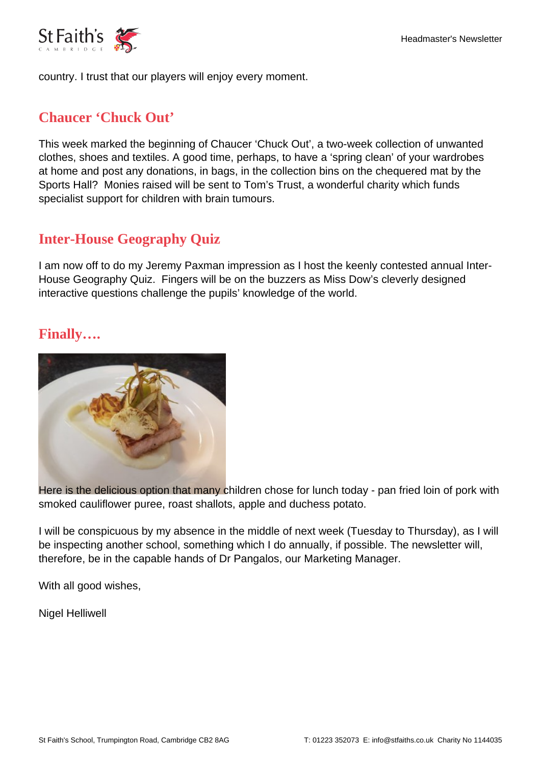country. I trust that our players will enjoy every moment.

## Chaucer 'Chuck Out'

This week marked the beginning of Chaucer 'Chuck Out', a two-week collection of unwanted clothes, shoes and textiles. A good time, perhaps, to have a 'spring clean' of your wardrobes at home and post any donations, in bags, in the collection bins on the chequered mat by the Sports Hall? Monies raised will be sent to Tom's Trust, a wonderful charity which funds specialist support for children with brain tumours.

## Inter-House Geography Quiz

I am now off to do my Jeremy Paxman impression as I host the keenly contested annual Inter-House Geography Quiz. Fingers will be on the buzzers as Miss Dow's cleverly designed interactive questions challenge the pupils' knowledge of the world.

## Finally….

Here is the delicious option that many children chose for lunch today - pan fried loin of pork with smoked cauliflower puree, roast shallots, apple and duchess potato.

I will be conspicuous by my absence in the middle of next week (Tuesday to Thursday), as I will be inspecting another school, something which I do annually, if possible. The newsletter will, therefore, be in the capable hands of Dr Pangalos, our Marketing Manager.

With all good wishes,

Nigel Helliwell